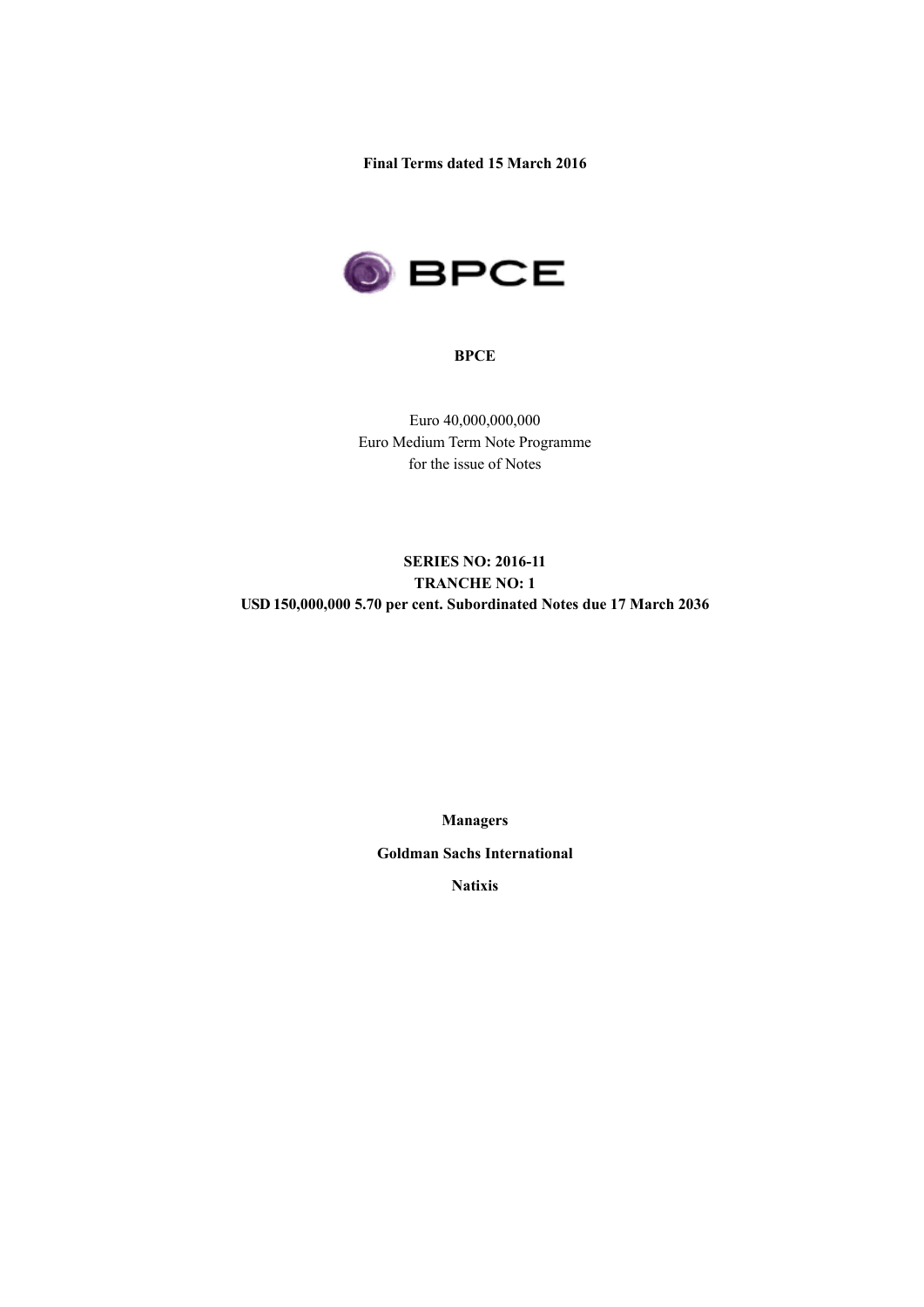**Final Terms dated 15 March 2016**

BPCE

**BPCE**

Euro 40,000,000,000
Euro Medium Term Note Programme
for the issue of Notes

**SERIES NO: 2016-11**
**TRANCHE NO: 1**
**USD 150,000,000 5.70 per cent. Subordinated Notes due 17 March 2036**

**Managers**

**Goldman Sachs International**

**Natixis**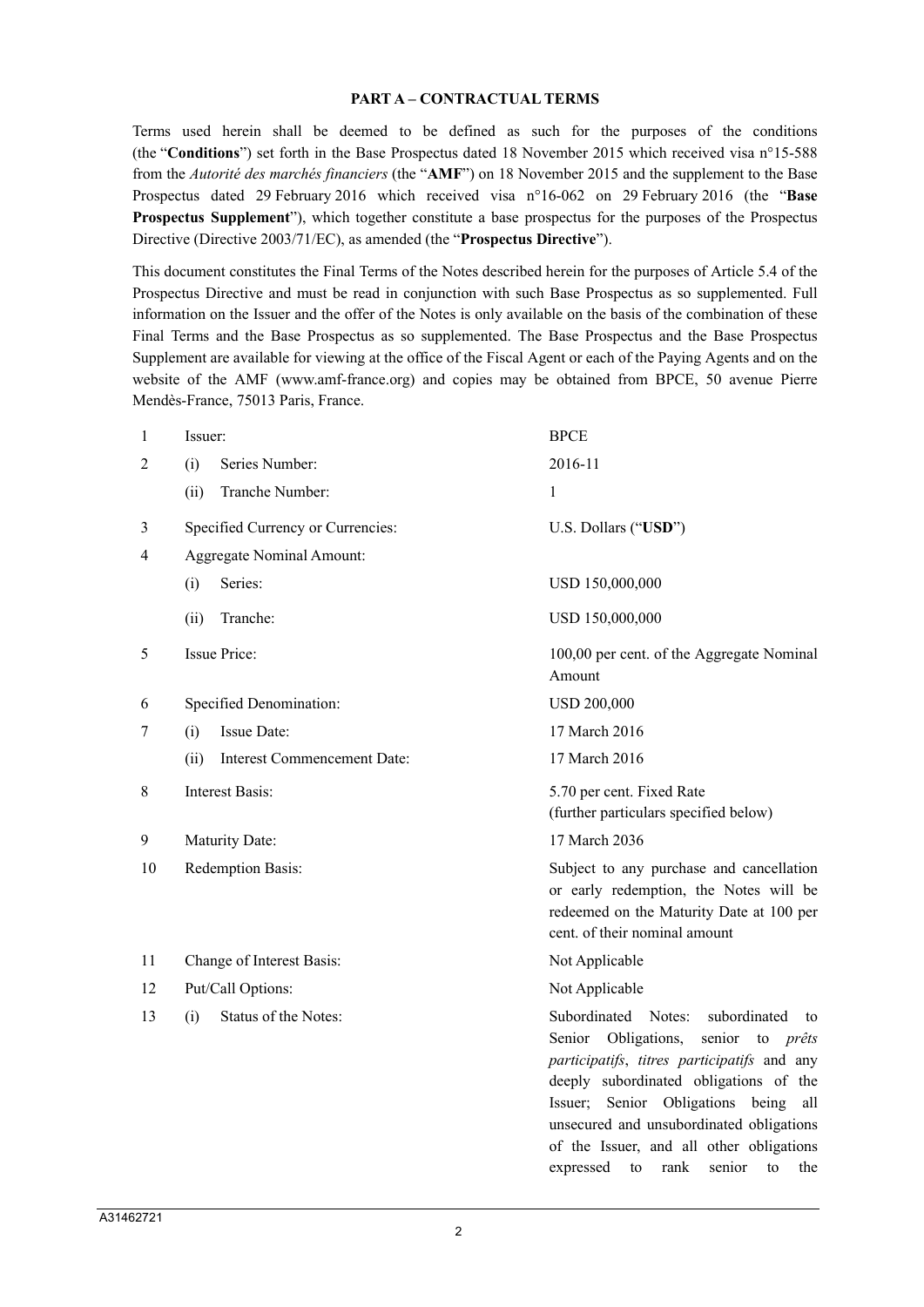## PART A – CONTRACTUAL TERMS

Terms used herein shall be deemed to be defined as such for the purposes of the conditions (the "**Conditions**") set forth in the Base Prospectus dated 18 November 2015 which received visa n°15-588 from the *Autorité des marchés financiers* (the "**AMF**") on 18 November 2015 and the supplement to the Base Prospectus dated 29 February 2016 which received visa n°16-062 on 29 February 2016 (the "**Base Prospectus Supplement**"), which together constitute a base prospectus for the purposes of the Prospectus Directive (Directive 2003/71/EC), as amended (the "**Prospectus Directive**").

This document constitutes the Final Terms of the Notes described herein for the purposes of Article 5.4 of the Prospectus Directive and must be read in conjunction with such Base Prospectus as so supplemented. Full information on the Issuer and the offer of the Notes is only available on the basis of the combination of these Final Terms and the Base Prospectus as so supplemented. The Base Prospectus and the Base Prospectus Supplement are available for viewing at the office of the Fiscal Agent or each of the Paying Agents and on the website of the AMF (www.amf-france.org) and copies may be obtained from BPCE, 50 avenue Pierre Mendès-France, 75013 Paris, France.

| | | |
|---|---|---|
| 1 | Issuer: | BPCE |
| 2 | (i) Series Number: | 2016-11 |
| | (ii) Tranche Number: | 1 |
| 3 | Specified Currency or Currencies: | U.S. Dollars ("**USD**") |
| 4 | Aggregate Nominal Amount: | |
| | (i) Series: | USD 150,000,000 |
| | (ii) Tranche: | USD 150,000,000 |
| 5 | Issue Price: | 100,00 per cent. of the Aggregate Nominal Amount |
| 6 | Specified Denomination: | USD 200,000 |
| 7 | (i) Issue Date: | 17 March 2016 |
| | (ii) Interest Commencement Date: | 17 March 2016 |
| 8 | Interest Basis: | 5.70 per cent. Fixed Rate (further particulars specified below) |
| 9 | Maturity Date: | 17 March 2036 |
| 10 | Redemption Basis: | Subject to any purchase and cancellation or early redemption, the Notes will be redeemed on the Maturity Date at 100 per cent. of their nominal amount |
| 11 | Change of Interest Basis: | Not Applicable |
| 12 | Put/Call Options: | Not Applicable |
| 13 | (i) Status of the Notes: | Subordinated Notes: subordinated to Senior Obligations, senior to *prêts participatifs*, *titres participatifs* and any deeply subordinated obligations of the Issuer; Senior Obligations being all unsecured and unsubordinated obligations of the Issuer, and all other obligations expressed to rank senior to the |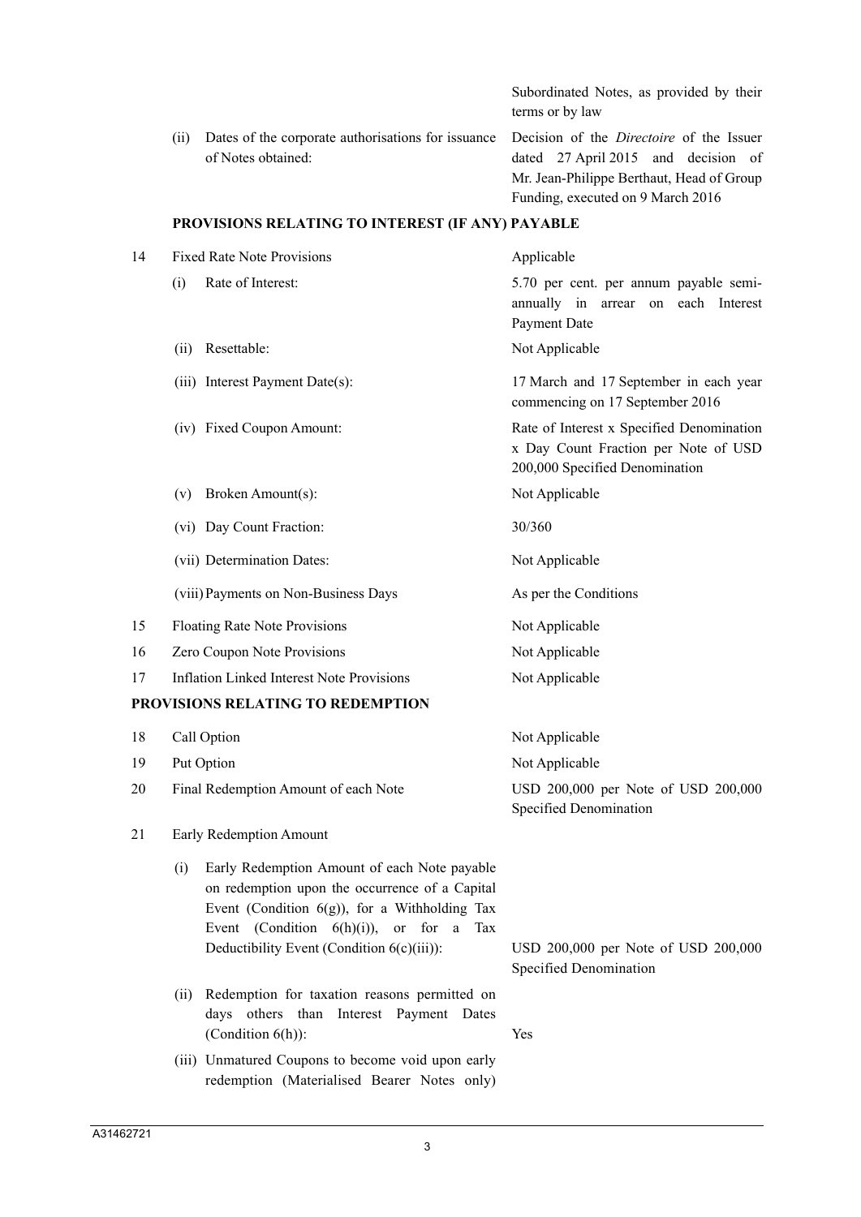| | | |
|---|---|---|
| | | Subordinated Notes, as provided by their terms or by law |
| | (ii) Dates of the corporate authorisations for issuance of Notes obtained: | Decision of the *Directoire* of the Issuer dated 27 April 2015 and decision of Mr. Jean-Philippe Berthaut, Head of Group Funding, executed on 9 March 2016 |

**PROVISIONS RELATING TO INTEREST (IF ANY) PAYABLE**

| | | |
|---|---|---|
| 14 | Fixed Rate Note Provisions | Applicable |
| | (i) Rate of Interest: | 5.70 per cent. per annum payable semi-annually in arrear on each Interest Payment Date |
| | (ii) Resettable: | Not Applicable |
| | (iii) Interest Payment Date(s): | 17 March and 17 September in each year commencing on 17 September 2016 |
| | (iv) Fixed Coupon Amount: | Rate of Interest x Specified Denomination x Day Count Fraction per Note of USD 200,000 Specified Denomination |
| | (v) Broken Amount(s): | Not Applicable |
| | (vi) Day Count Fraction: | 30/360 |
| | (vii) Determination Dates: | Not Applicable |
| | (viii) Payments on Non-Business Days | As per the Conditions |
| 15 | Floating Rate Note Provisions | Not Applicable |
| 16 | Zero Coupon Note Provisions | Not Applicable |
| 17 | Inflation Linked Interest Note Provisions | Not Applicable |

**PROVISIONS RELATING TO REDEMPTION**

| | | |
|---|---|---|
| 18 | Call Option | Not Applicable |
| 19 | Put Option | Not Applicable |
| 20 | Final Redemption Amount of each Note | USD 200,000 per Note of USD 200,000 Specified Denomination |
| 21 | Early Redemption Amount | |
| | (i) Early Redemption Amount of each Note payable on redemption upon the occurrence of a Capital Event (Condition 6(g)), for a Withholding Tax Event (Condition 6(h)(i)), or for a Tax Deductibility Event (Condition 6(c)(iii)): | USD 200,000 per Note of USD 200,000 Specified Denomination |
| | (ii) Redemption for taxation reasons permitted on days others than Interest Payment Dates (Condition 6(h)): | Yes |
| | (iii) Unmatured Coupons to become void upon early redemption (Materialised Bearer Notes only) | |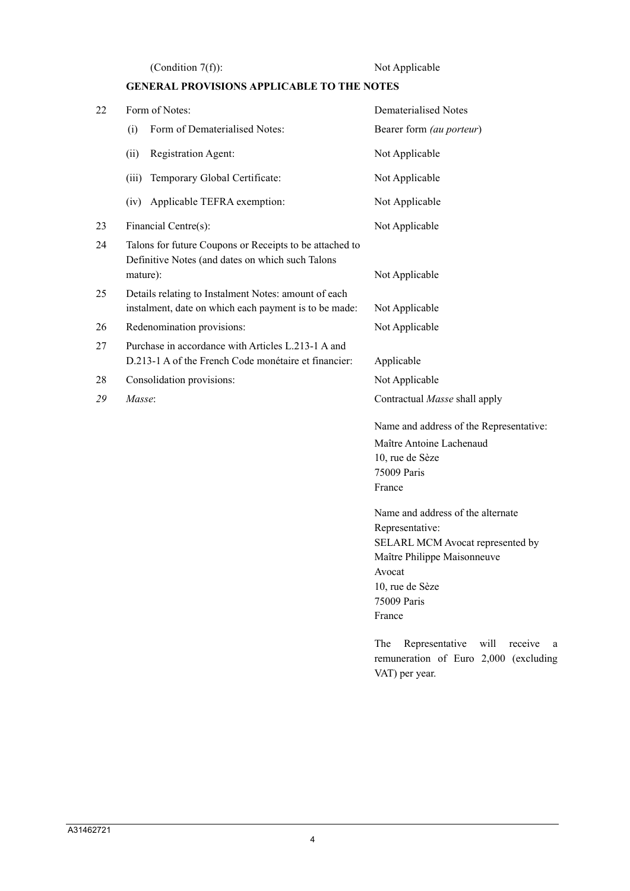| | (Condition 7(f)): | Not Applicable |
|---|---|---|

**GENERAL PROVISIONS APPLICABLE TO THE NOTES**

| | | |
|---|---|---|
| 22 | Form of Notes: | Dematerialised Notes |
| | (i) Form of Dematerialised Notes: | Bearer form *(au porteur)* |
| | (ii) Registration Agent: | Not Applicable |
| | (iii) Temporary Global Certificate: | Not Applicable |
| | (iv) Applicable TEFRA exemption: | Not Applicable |
| 23 | Financial Centre(s): | Not Applicable |
| 24 | Talons for future Coupons or Receipts to be attached to Definitive Notes (and dates on which such Talons mature): | Not Applicable |
| 25 | Details relating to Instalment Notes: amount of each instalment, date on which each payment is to be made: | Not Applicable |
| 26 | Redenomination provisions: | Not Applicable |
| 27 | Purchase in accordance with Articles L.213-1 A and D.213-1 A of the French Code monétaire et financier: | Applicable |
| 28 | Consolidation provisions: | Not Applicable |
| *29* | *Masse*: | Contractual *Masse* shall apply<br><br>Name and address of the Representative:<br>Maître Antoine Lachenaud<br>10, rue de Sèze<br>75009 Paris<br>France<br><br>Name and address of the alternate Representative:<br>SELARL MCM Avocat represented by Maître Philippe Maisonneuve<br>Avocat<br>10, rue de Sèze<br>75009 Paris<br>France<br><br>The Representative will receive a remuneration of Euro 2,000 (excluding VAT) per year. |

A31462721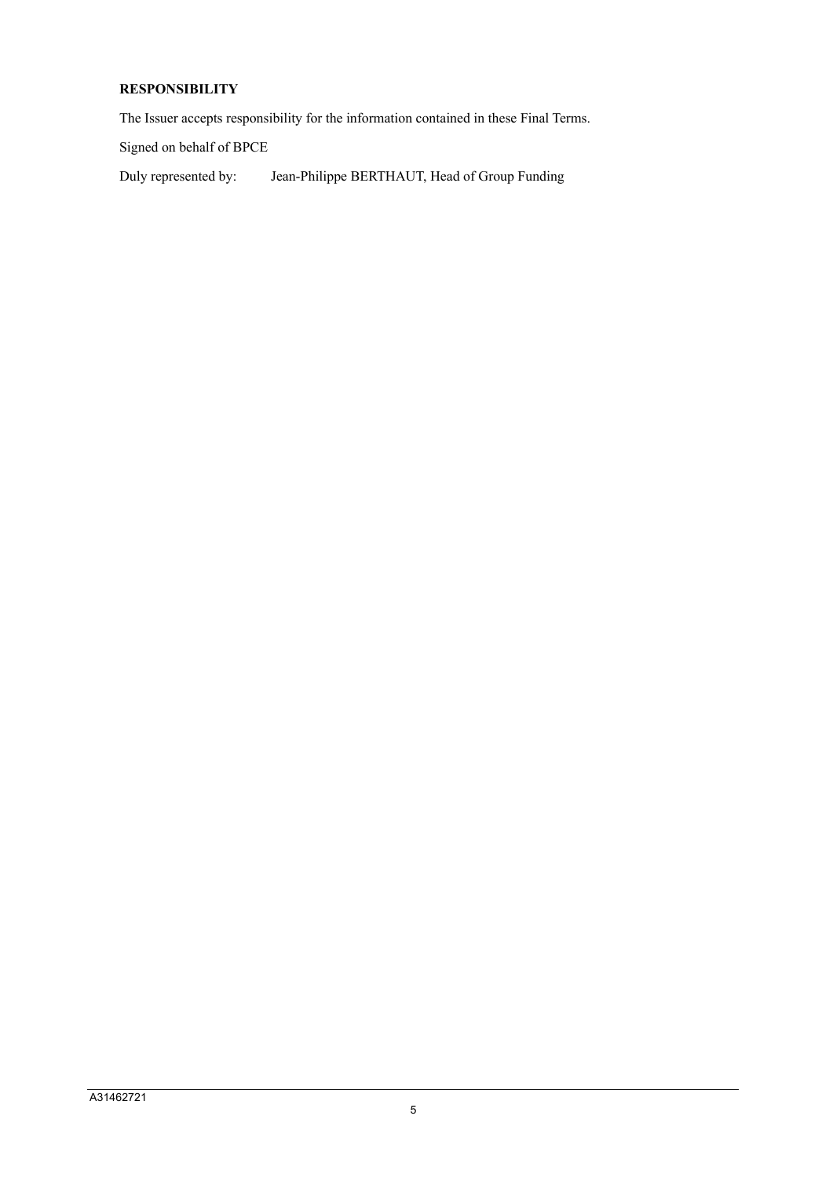**RESPONSIBILITY**

The Issuer accepts responsibility for the information contained in these Final Terms.

Signed on behalf of BPCE

Duly represented by: Jean-Philippe BERTHAUT, Head of Group Funding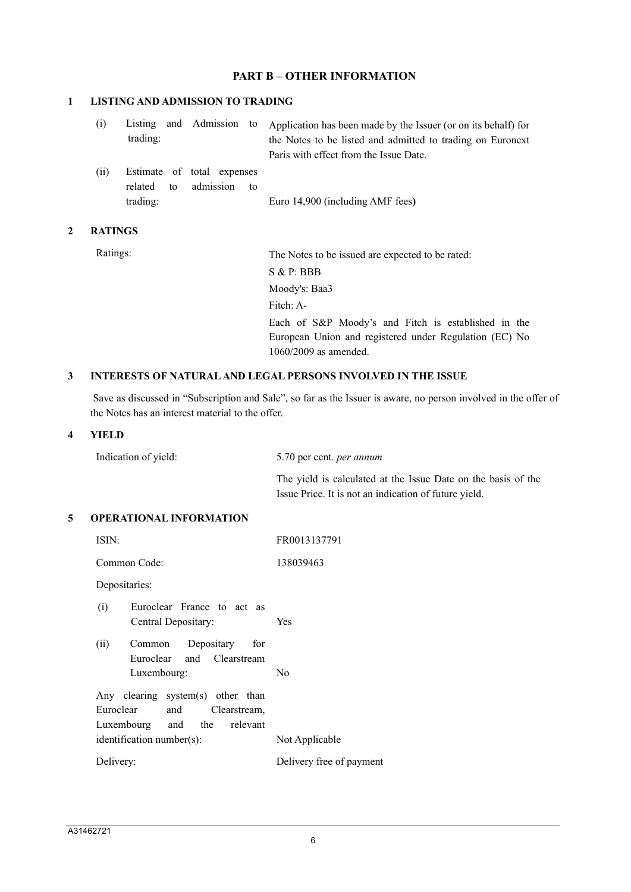## PART B – OTHER INFORMATION

### 1 LISTING AND ADMISSION TO TRADING

| | |
|---|---|
| (i) Listing and Admission to trading: | Application has been made by the Issuer (or on its behalf) for the Notes to be listed and admitted to trading on Euronext Paris with effect from the Issue Date. |
| (ii) Estimate of total expenses related to admission to trading: | Euro 14,900 (including AMF fees**)** |

### 2 RATINGS

| | |
|---|---|
| Ratings: | The Notes to be issued are expected to be rated:<br>S & P: BBB<br>Moody's: Baa3<br>Fitch: A-<br>Each of S&P Moody's and Fitch is established in the European Union and registered under Regulation (EC) No 1060/2009 as amended. |

### 3 INTERESTS OF NATURAL AND LEGAL PERSONS INVOLVED IN THE ISSUE

Save as discussed in "Subscription and Sale", so far as the Issuer is aware, no person involved in the offer of the Notes has an interest material to the offer.

### 4 YIELD

| | |
|---|---|
| Indication of yield: | 5.70 per cent. *per annum*<br>The yield is calculated at the Issue Date on the basis of the Issue Price. It is not an indication of future yield. |

### 5 OPERATIONAL INFORMATION

| | |
|---|---|
| ISIN: | FR0013137791 |
| Common Code: | 138039463 |
| Depositaries: | |
| (i) Euroclear France to act as Central Depositary: | Yes |
| (ii) Common Depositary for Euroclear and Clearstream Luxembourg: | No |
| Any clearing system(s) other than Euroclear and Clearstream, Luxembourg and the relevant identification number(s): | Not Applicable |
| Delivery: | Delivery free of payment |

A31462721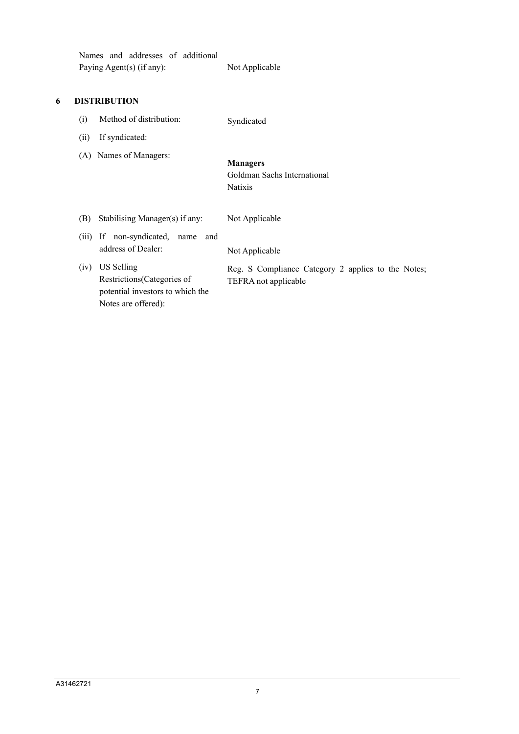| | |
|---|---|
| Names and addresses of additional Paying Agent(s) (if any): | Not Applicable |

## 6 DISTRIBUTION

| | |
|---|---|
| (i) Method of distribution: | Syndicated |
| (ii) If syndicated: | |
| (A) Names of Managers: | **Managers**<br>Goldman Sachs International<br>Natixis |
| (B) Stabilising Manager(s) if any: | Not Applicable |
| (iii) If non-syndicated, name and address of Dealer: | Not Applicable |
| (iv) US Selling Restrictions(Categories of potential investors to which the Notes are offered): | Reg. S Compliance Category 2 applies to the Notes; TEFRA not applicable |

A31462721